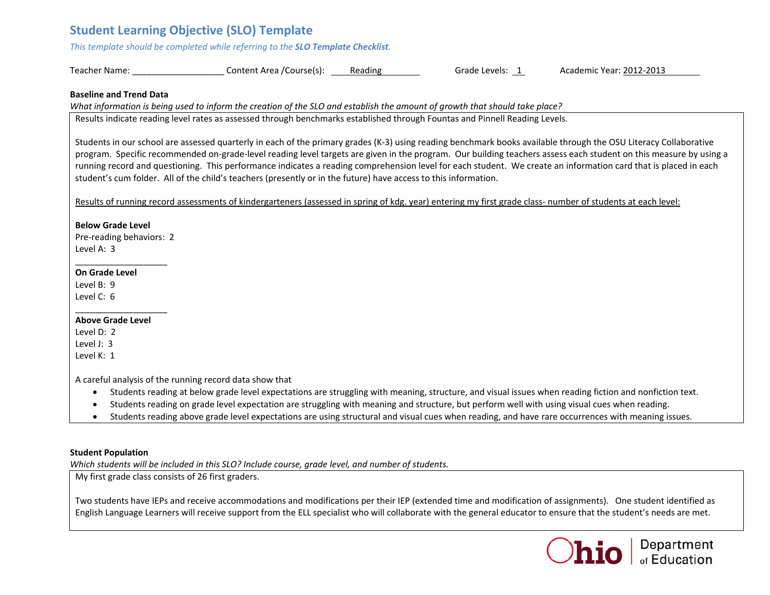# Student Learning Objective (SLO) Template

*This template should be completed while referring to the **SLO Template Checklist**.*

Teacher Name: ___________________ Content Area /Course(s): Reading Grade Levels: 1 Academic Year: 2012-2013

**Baseline and Trend Data**

*What information is being used to inform the creation of the SLO and establish the amount of growth that should take place?*

Results indicate reading level rates as assessed through benchmarks established through Fountas and Pinnell Reading Levels.

Students in our school are assessed quarterly in each of the primary grades (K-3) using reading benchmark books available through the OSU Literacy Collaborative program. Specific recommended on-grade-level reading level targets are given in the program. Our building teachers assess each student on this measure by using a running record and questioning. This performance indicates a reading comprehension level for each student. We create an information card that is placed in each student's cum folder. All of the child's teachers (presently or in the future) have access to this information.

<u>Results of running record assessments of kindergarteners (assessed in spring of kdg. year) entering my first grade class- number of students at each level:</u>

**Below Grade Level**
Pre-reading behaviors: 2
Level A: 3

___________________

**On Grade Level**
Level B: 9
Level C: 6

___________________

**Above Grade Level**
Level D: 2
Level J: 3
Level K: 1

A careful analysis of the running record data show that

- Students reading at below grade level expectations are struggling with meaning, structure, and visual issues when reading fiction and nonfiction text.
- Students reading on grade level expectation are struggling with meaning and structure, but perform well with using visual cues when reading.
- Students reading above grade level expectations are using structural and visual cues when reading, and have rare occurrences with meaning issues.

**Student Population**

*Which students will be included in this SLO? Include course, grade level, and number of students.*

My first grade class consists of 26 first graders.

Two students have IEPs and receive accommodations and modifications per their IEP (extended time and modification of assignments). One student identified as English Language Learners will receive support from the ELL specialist who will collaborate with the general educator to ensure that the student's needs are met.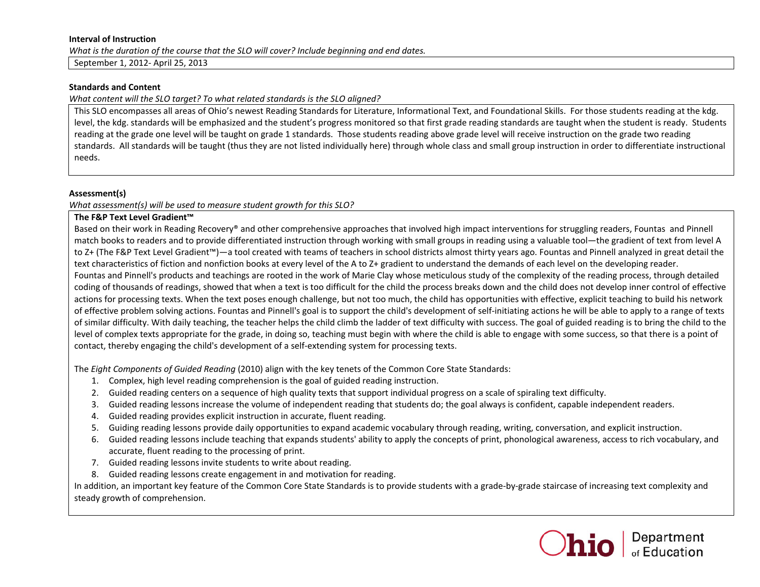**Interval of Instruction**

*What is the duration of the course that the SLO will cover? Include beginning and end dates.*

September 1, 2012- April 25, 2013

**Standards and Content**

*What content will the SLO target? To what related standards is the SLO aligned?*

This SLO encompasses all areas of Ohio's newest Reading Standards for Literature, Informational Text, and Foundational Skills. For those students reading at the kdg. level, the kdg. standards will be emphasized and the student's progress monitored so that first grade reading standards are taught when the student is ready. Students reading at the grade one level will be taught on grade 1 standards. Those students reading above grade level will receive instruction on the grade two reading standards. All standards will be taught (thus they are not listed individually here) through whole class and small group instruction in order to differentiate instructional needs.

**Assessment(s)**

*What assessment(s) will be used to measure student growth for this SLO?*

**The F&P Text Level Gradient™**

Based on their work in Reading Recovery® and other comprehensive approaches that involved high impact interventions for struggling readers, Fountas and Pinnell match books to readers and to provide differentiated instruction through working with small groups in reading using a valuable tool—the gradient of text from level A to Z+ (The F&P Text Level Gradient™)—a tool created with teams of teachers in school districts almost thirty years ago. Fountas and Pinnell analyzed in great detail the text characteristics of fiction and nonfiction books at every level of the A to Z+ gradient to understand the demands of each level on the developing reader.
Fountas and Pinnell's products and teachings are rooted in the work of Marie Clay whose meticulous study of the complexity of the reading process, through detailed coding of thousands of readings, showed that when a text is too difficult for the child the process breaks down and the child does not develop inner control of effective actions for processing texts. When the text poses enough challenge, but not too much, the child has opportunities with effective, explicit teaching to build his network of effective problem solving actions. Fountas and Pinnell's goal is to support the child's development of self-initiating actions he will be able to apply to a range of texts of similar difficulty. With daily teaching, the teacher helps the child climb the ladder of text difficulty with success. The goal of guided reading is to bring the child to the level of complex texts appropriate for the grade, in doing so, teaching must begin with where the child is able to engage with some success, so that there is a point of contact, thereby engaging the child's development of a self-extending system for processing texts.

The *Eight Components of Guided Reading* (2010) align with the key tenets of the Common Core State Standards:

1. Complex, high level reading comprehension is the goal of guided reading instruction.
2. Guided reading centers on a sequence of high quality texts that support individual progress on a scale of spiraling text difficulty.
3. Guided reading lessons increase the volume of independent reading that students do; the goal always is confident, capable independent readers.
4. Guided reading provides explicit instruction in accurate, fluent reading.
5. Guiding reading lessons provide daily opportunities to expand academic vocabulary through reading, writing, conversation, and explicit instruction.
6. Guided reading lessons include teaching that expands students' ability to apply the concepts of print, phonological awareness, access to rich vocabulary, and accurate, fluent reading to the processing of print.
7. Guided reading lessons invite students to write about reading.
8. Guided reading lessons create engagement in and motivation for reading.

In addition, an important key feature of the Common Core State Standards is to provide students with a grade-by-grade staircase of increasing text complexity and steady growth of comprehension.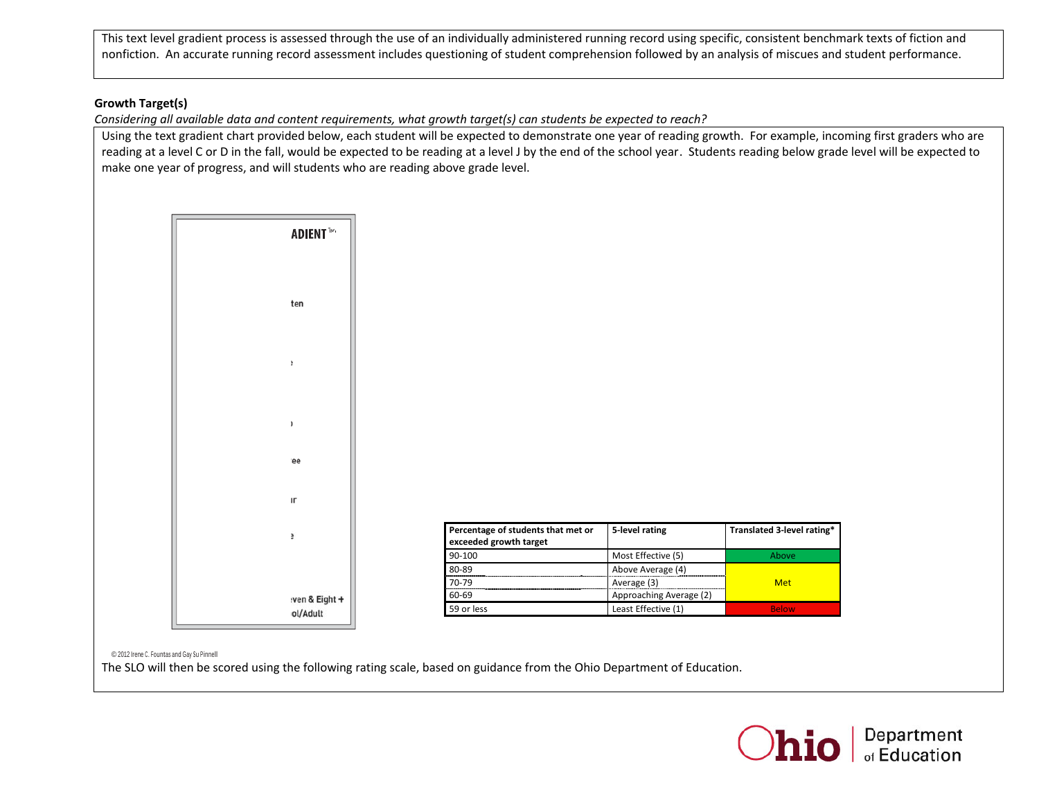This text level gradient process is assessed through the use of an individually administered running record using specific, consistent benchmark texts of fiction and nonfiction. An accurate running record assessment includes questioning of student comprehension followed by an analysis of miscues and student performance.

**Growth Target(s)**

*Considering all available data and content requirements, what growth target(s) can students be expected to reach?*

Using the text gradient chart provided below, each student will be expected to demonstrate one year of reading growth. For example, incoming first graders who are reading at a level C or D in the fall, would be expected to be reading at a level J by the end of the school year. Students reading below grade level will be expected to make one year of progress, and will students who are reading above grade level.

ADIENT

ten

ee

ven & Eight +

ol/Adult

© 2012 Irene C. Fountas and Gay Su Pinnell

| Percentage of students that met or exceeded growth target | 5-level rating | Translated 3-level rating* |
|---|---|---|
| 90-100 | Most Effective (5) | Above |
| 80-89 | Above Average (4) | Met |
| 70-79 | Average (3) | Met |
| 60-69 | Approaching Average (2) | Met |
| 59 or less | Least Effective (1) | Below |

The SLO will then be scored using the following rating scale, based on guidance from the Ohio Department of Education.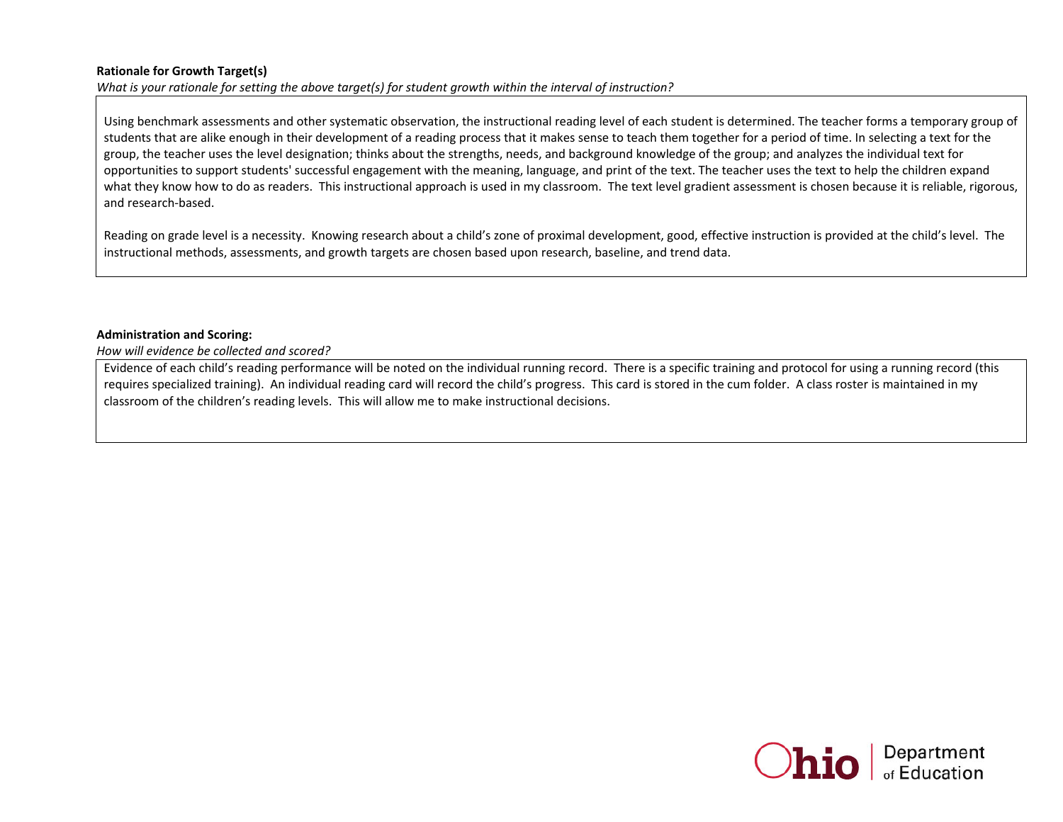**Rationale for Growth Target(s)**

*What is your rationale for setting the above target(s) for student growth within the interval of instruction?*

Using benchmark assessments and other systematic observation, the instructional reading level of each student is determined. The teacher forms a temporary group of students that are alike enough in their development of a reading process that it makes sense to teach them together for a period of time. In selecting a text for the group, the teacher uses the level designation; thinks about the strengths, needs, and background knowledge of the group; and analyzes the individual text for opportunities to support students' successful engagement with the meaning, language, and print of the text. The teacher uses the text to help the children expand what they know how to do as readers. This instructional approach is used in my classroom. The text level gradient assessment is chosen because it is reliable, rigorous, and research-based.

Reading on grade level is a necessity. Knowing research about a child's zone of proximal development, good, effective instruction is provided at the child's level. The instructional methods, assessments, and growth targets are chosen based upon research, baseline, and trend data.

**Administration and Scoring:**

*How will evidence be collected and scored?*

Evidence of each child's reading performance will be noted on the individual running record. There is a specific training and protocol for using a running record (this requires specialized training). An individual reading card will record the child's progress. This card is stored in the cum folder. A class roster is maintained in my classroom of the children's reading levels. This will allow me to make instructional decisions.